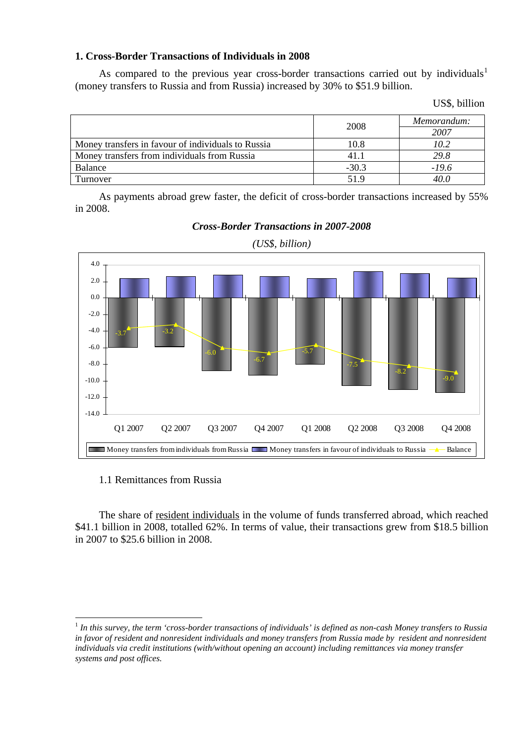## 1. Cross-Border Transactions of Individuals in 2008

As compared to the previous year cross-border transactions carried out by individuals[1] (money transfers to Russia and from Russia) increased by 30% to $51.9 billion.

US$, billion

| | 2008 | *Memorandum:* |
|---|---|---|
| | | *2007* |
| Money transfers in favour of individuals to Russia | 10.8 | *10.2* |
| Money transfers from individuals from Russia | 41.1 | *29.8* |
| Balance | -30.3 | *-19.6* |
| Turnover | 51.9 | *40.0* |

As payments abroad grew faster, the deficit of cross-border transactions increased by 55% in 2008.

***Cross-Border Transactions in 2007-2008***

*(US$, billion)*

| | Q1 2007 | Q2 2007 | Q3 2007 | Q4 2007 | Q1 2008 | Q2 2008 | Q3 2008 | Q4 2008 |
|---|---|---|---|---|---|---|---|---|
| Balance | -3.7 | -3.2 | -6.0 | -6.7 | -5.7 | -7.5 | -8.2 | -9.0 |

Money transfers from individuals from Russia; Money transfers in favour of individuals to Russia; Balance

1.1 Remittances from Russia

The share of resident individuals in the volume of funds transferred abroad, which reached $41.1 billion in 2008, totalled 62%. In terms of value, their transactions grew from $18.5 billion in 2007 to $25.6 billion in 2008.

---

[1] *In this survey, the term 'cross-border transactions of individuals' is defined as non-cash Money transfers to Russia in favor of resident and nonresident individuals and money transfers from Russia made by resident and nonresident individuals via credit institutions (with/without opening an account) including remittances via money transfer systems and post offices.*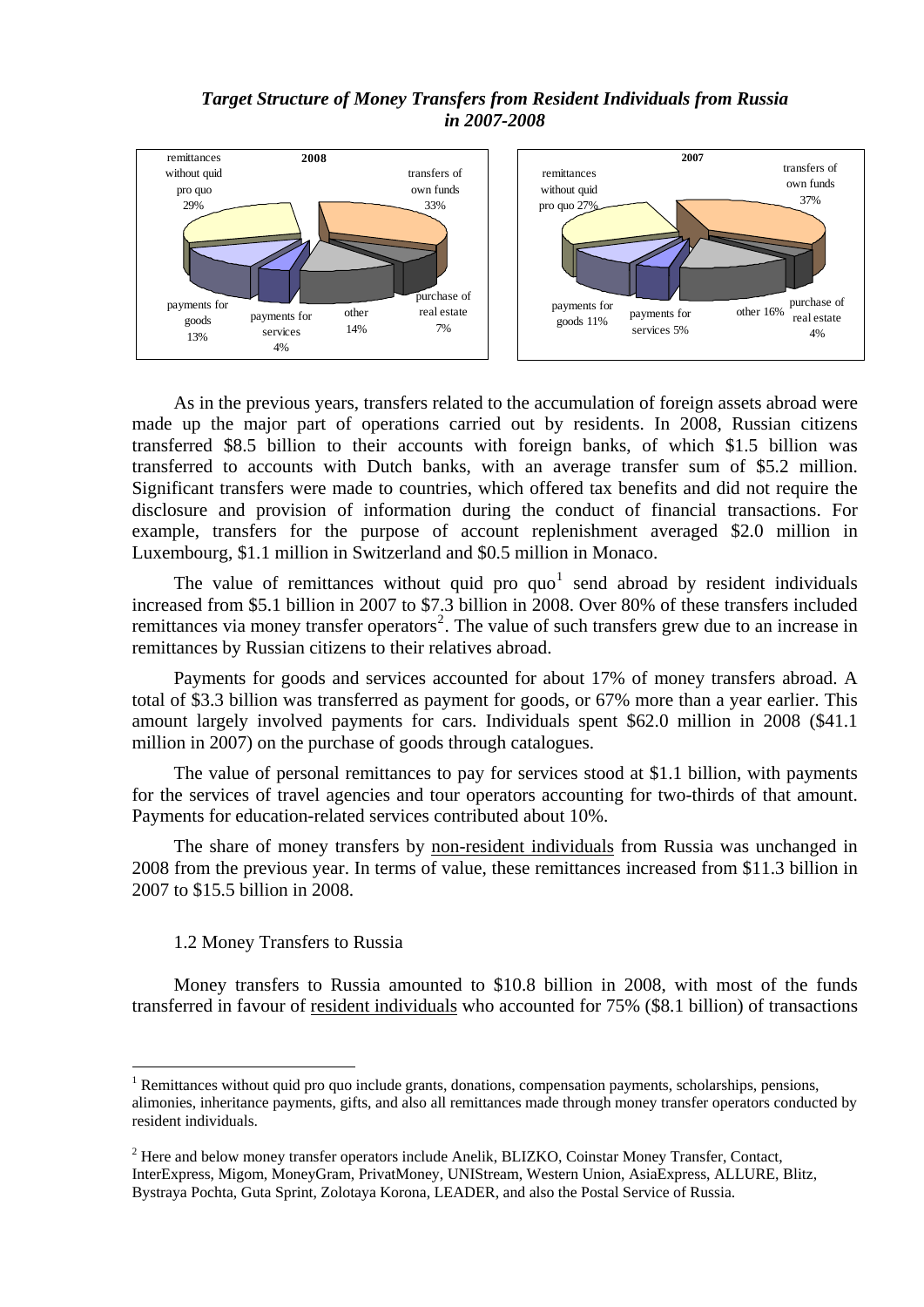***Target Structure of Money Transfers from Resident Individuals from Russia in 2007-2008***

**2008**

remittances without quid pro quo 29%; transfers of own funds 33%; purchase of real estate 7%; other 14%; payments for services 4%; payments for goods 13%

**2007**

remittances without quid pro quo 27%; transfers of own funds 37%; purchase of real estate 4%; other 16%; payments for services 5%; payments for goods 11%

As in the previous years, transfers related to the accumulation of foreign assets abroad were made up the major part of operations carried out by residents. In 2008, Russian citizens transferred \$8.5 billion to their accounts with foreign banks, of which \$1.5 billion was transferred to accounts with Dutch banks, with an average transfer sum of \$5.2 million. Significant transfers were made to countries, which offered tax benefits and did not require the disclosure and provision of information during the conduct of financial transactions. For example, transfers for the purpose of account replenishment averaged \$2.0 million in Luxembourg, \$1.1 million in Switzerland and \$0.5 million in Monaco.

The value of remittances without quid pro quo[1] send abroad by resident individuals increased from \$5.1 billion in 2007 to \$7.3 billion in 2008. Over 80% of these transfers included remittances via money transfer operators[2]. The value of such transfers grew due to an increase in remittances by Russian citizens to their relatives abroad.

Payments for goods and services accounted for about 17% of money transfers abroad. A total of \$3.3 billion was transferred as payment for goods, or 67% more than a year earlier. This amount largely involved payments for cars. Individuals spent \$62.0 million in 2008 (\$41.1 million in 2007) on the purchase of goods through catalogues.

The value of personal remittances to pay for services stood at \$1.1 billion, with payments for the services of travel agencies and tour operators accounting for two-thirds of that amount. Payments for education-related services contributed about 10%.

The share of money transfers by non-resident individuals from Russia was unchanged in 2008 from the previous year. In terms of value, these remittances increased from \$11.3 billion in 2007 to \$15.5 billion in 2008.

### 1.2 Money Transfers to Russia

Money transfers to Russia amounted to \$10.8 billion in 2008, with most of the funds transferred in favour of resident individuals who accounted for 75% (\$8.1 billion) of transactions

---

[1] Remittances without quid pro quo include grants, donations, compensation payments, scholarships, pensions, alimonies, inheritance payments, gifts, and also all remittances made through money transfer operators conducted by resident individuals.

[2] Here and below money transfer operators include Anelik, BLIZKO, Coinstar Money Transfer, Contact, InterExpress, Migom, MoneyGram, PrivatMoney, UNIStream, Western Union, AsiaExpress, ALLURE, Blitz, Bystraya Pochta, Guta Sprint, Zolotaya Korona, LEADER, and also the Postal Service of Russia.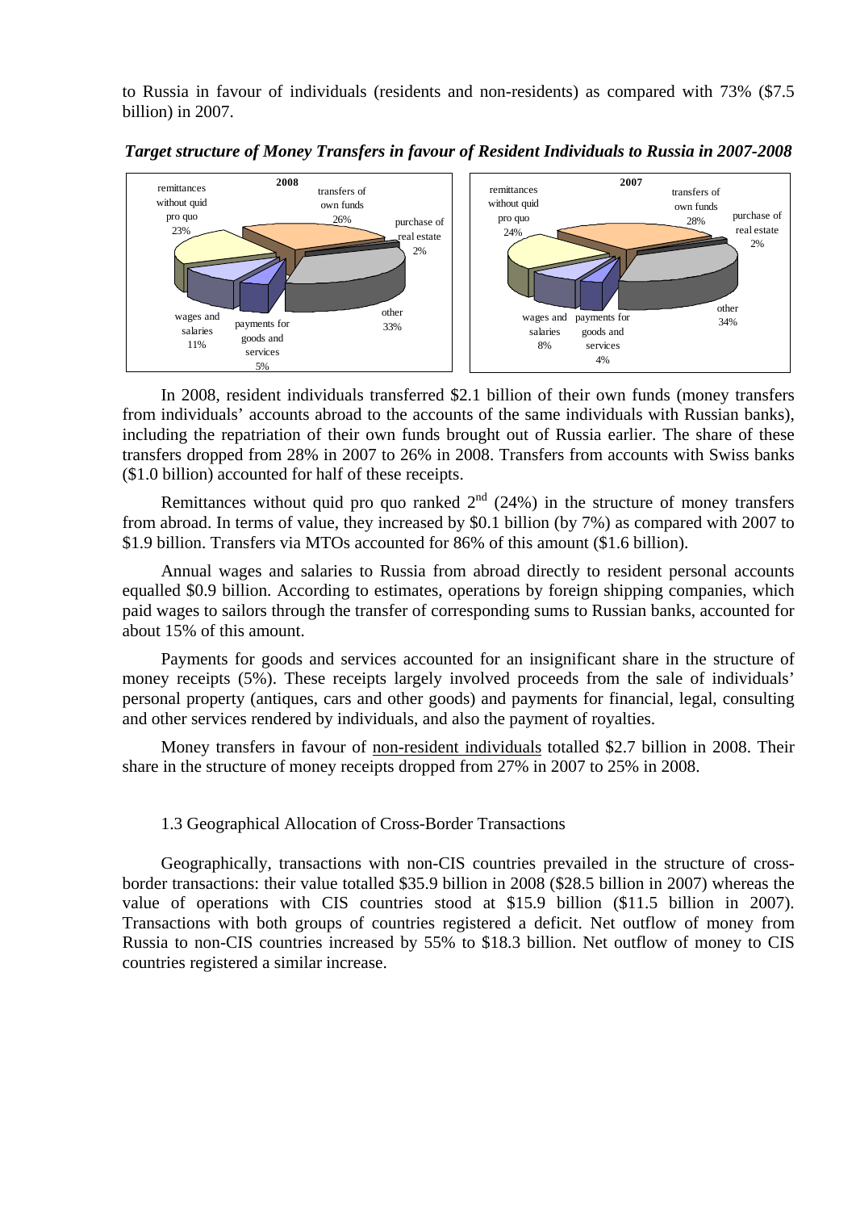to Russia in favour of individuals (residents and non-residents) as compared with 73% ($7.5 billion) in 2007.

***Target structure of Money Transfers in favour of Resident Individuals to Russia in 2007-2008***

In 2008, resident individuals transferred $2.1 billion of their own funds (money transfers from individuals' accounts abroad to the accounts of the same individuals with Russian banks), including the repatriation of their own funds brought out of Russia earlier. The share of these transfers dropped from 28% in 2007 to 26% in 2008. Transfers from accounts with Swiss banks ($1.0 billion) accounted for half of these receipts.

Remittances without quid pro quo ranked 2nd (24%) in the structure of money transfers from abroad. In terms of value, they increased by $0.1 billion (by 7%) as compared with 2007 to $1.9 billion. Transfers via MTOs accounted for 86% of this amount ($1.6 billion).

Annual wages and salaries to Russia from abroad directly to resident personal accounts equalled $0.9 billion. According to estimates, operations by foreign shipping companies, which paid wages to sailors through the transfer of corresponding sums to Russian banks, accounted for about 15% of this amount.

Payments for goods and services accounted for an insignificant share in the structure of money receipts (5%). These receipts largely involved proceeds from the sale of individuals' personal property (antiques, cars and other goods) and payments for financial, legal, consulting and other services rendered by individuals, and also the payment of royalties.

Money transfers in favour of non-resident individuals totalled $2.7 billion in 2008. Their share in the structure of money receipts dropped from 27% in 2007 to 25% in 2008.

### 1.3 Geographical Allocation of Cross-Border Transactions

Geographically, transactions with non-CIS countries prevailed in the structure of cross-border transactions: their value totalled $35.9 billion in 2008 ($28.5 billion in 2007) whereas the value of operations with CIS countries stood at $15.9 billion ($11.5 billion in 2007). Transactions with both groups of countries registered a deficit. Net outflow of money from Russia to non-CIS countries increased by 55% to $18.3 billion. Net outflow of money to CIS countries registered a similar increase.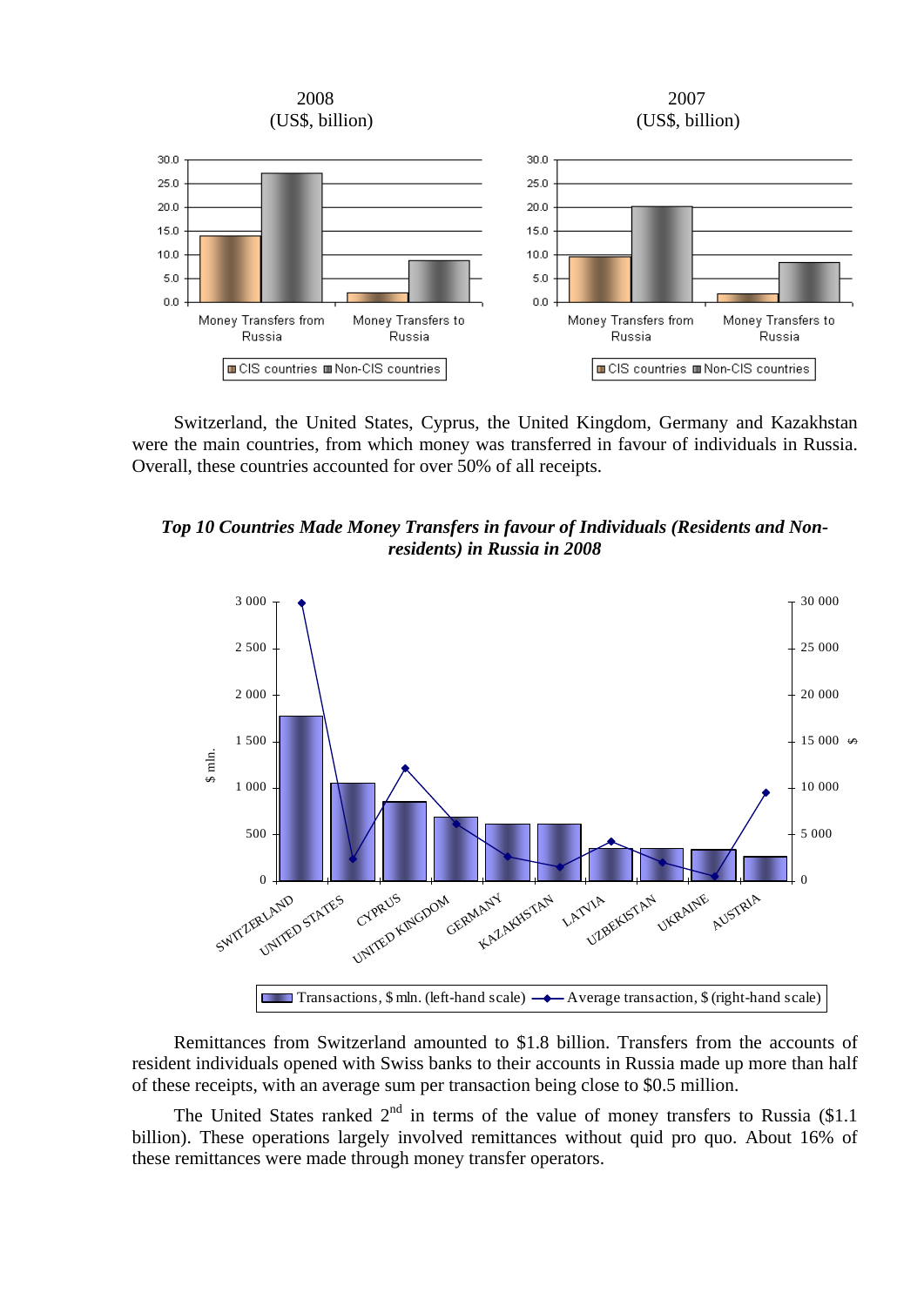2008
(US$, billion)

2007
(US$, billion)

Switzerland, the United States, Cyprus, the United Kingdom, Germany and Kazakhstan were the main countries, from which money was transferred in favour of individuals in Russia. Overall, these countries accounted for over 50% of all receipts.

***Top 10 Countries Made Money Transfers in favour of Individuals (Residents and Non-residents) in Russia in 2008***

Remittances from Switzerland amounted to $1.8 billion. Transfers from the accounts of resident individuals opened with Swiss banks to their accounts in Russia made up more than half of these receipts, with an average sum per transaction being close to $0.5 million.

The United States ranked 2nd in terms of the value of money transfers to Russia ($1.1 billion). These operations largely involved remittances without quid pro quo. About 16% of these remittances were made through money transfer operators.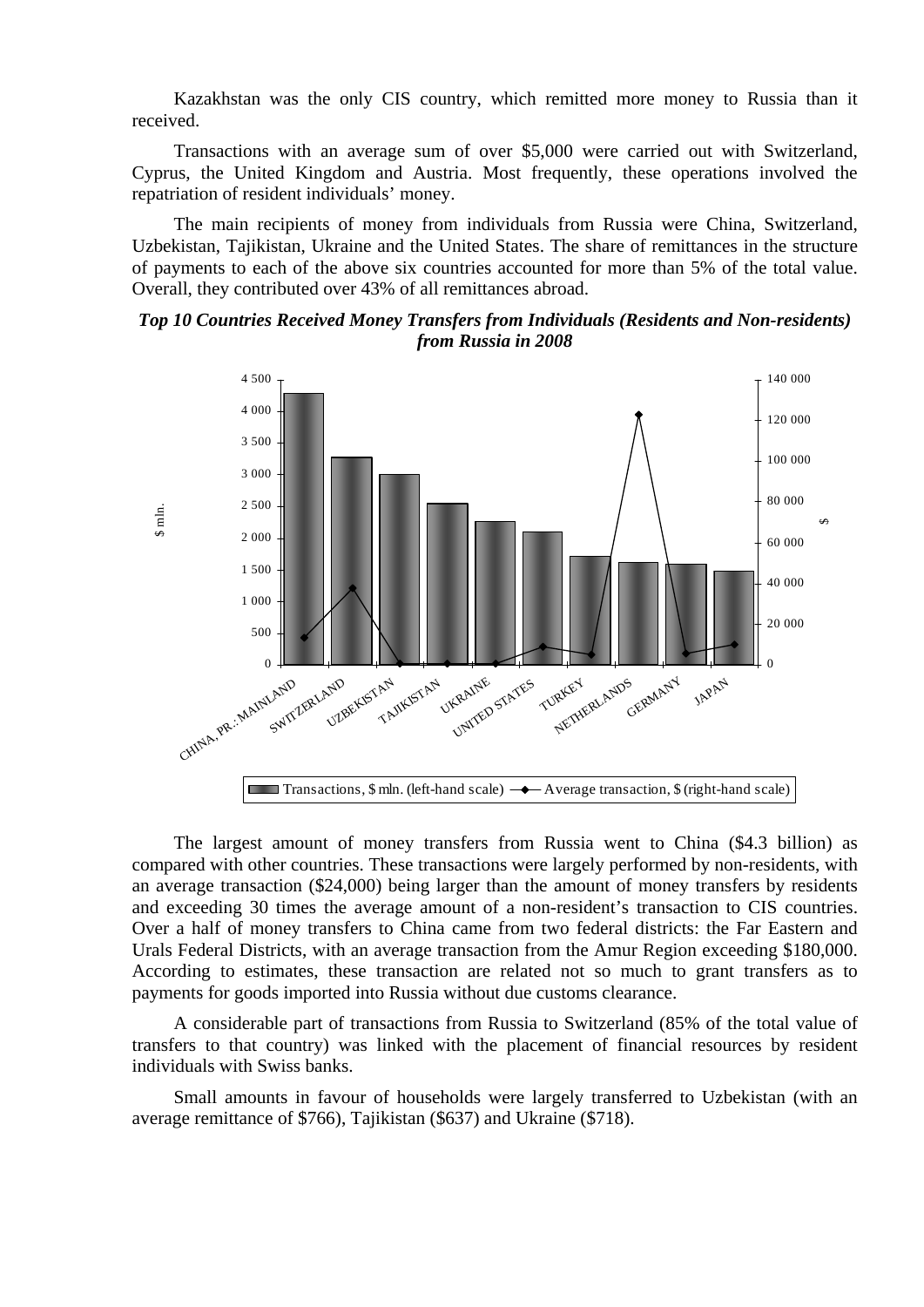Kazakhstan was the only CIS country, which remitted more money to Russia than it received.

Transactions with an average sum of over $5,000 were carried out with Switzerland, Cyprus, the United Kingdom and Austria. Most frequently, these operations involved the repatriation of resident individuals' money.

The main recipients of money from individuals from Russia were China, Switzerland, Uzbekistan, Tajikistan, Ukraine and the United States. The share of remittances in the structure of payments to each of the above six countries accounted for more than 5% of the total value. Overall, they contributed over 43% of all remittances abroad.

***Top 10 Countries Received Money Transfers from Individuals (Residents and Non-residents) from Russia in 2008***

The largest amount of money transfers from Russia went to China ($4.3 billion) as compared with other countries. These transactions were largely performed by non-residents, with an average transaction ($24,000) being larger than the amount of money transfers by residents and exceeding 30 times the average amount of a non-resident's transaction to CIS countries. Over a half of money transfers to China came from two federal districts: the Far Eastern and Urals Federal Districts, with an average transaction from the Amur Region exceeding $180,000. According to estimates, these transaction are related not so much to grant transfers as to payments for goods imported into Russia without due customs clearance.

A considerable part of transactions from Russia to Switzerland (85% of the total value of transfers to that country) was linked with the placement of financial resources by resident individuals with Swiss banks.

Small amounts in favour of households were largely transferred to Uzbekistan (with an average remittance of $766), Tajikistan ($637) and Ukraine ($718).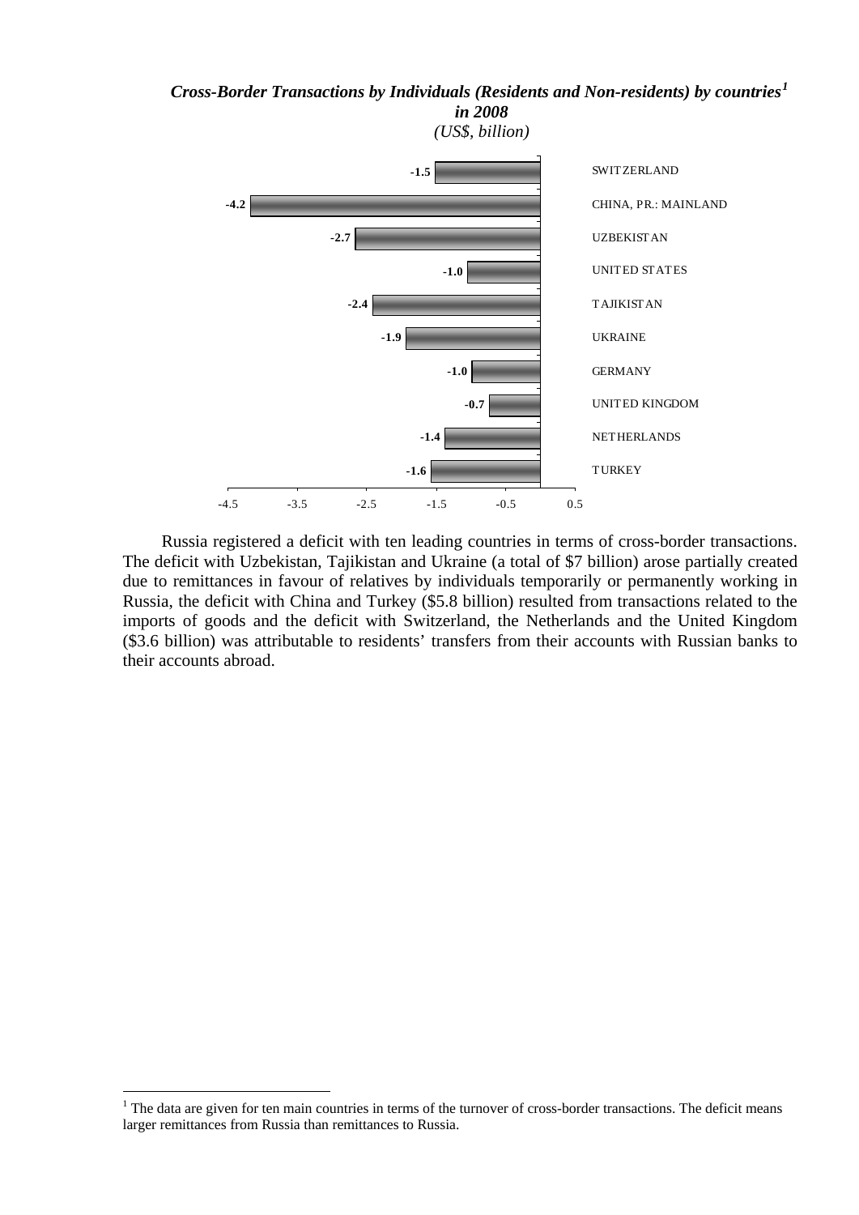***Cross-Border Transactions by Individuals (Residents and Non-residents) by countries[1] in 2008***

*(US$, billion)*

| Country | US$, billion |
|---|---|
| SWITZERLAND | -1.5 |
| CHINA, P.R.: MAINLAND | -4.2 |
| UZBEKISTAN | -2.7 |
| UNITED STATES | -1.0 |
| TAJIKISTAN | -2.4 |
| UKRAINE | -1.9 |
| GERMANY | -1.0 |
| UNITED KINGDOM | -0.7 |
| NETHERLANDS | -1.4 |
| TURKEY | -1.6 |

Russia registered a deficit with ten leading countries in terms of cross-border transactions. The deficit with Uzbekistan, Tajikistan and Ukraine (a total of $7 billion) arose partially created due to remittances in favour of relatives by individuals temporarily or permanently working in Russia, the deficit with China and Turkey ($5.8 billion) resulted from transactions related to the imports of goods and the deficit with Switzerland, the Netherlands and the United Kingdom ($3.6 billion) was attributable to residents' transfers from their accounts with Russian banks to their accounts abroad.

[1] The data are given for ten main countries in terms of the turnover of cross-border transactions. The deficit means larger remittances from Russia than remittances to Russia.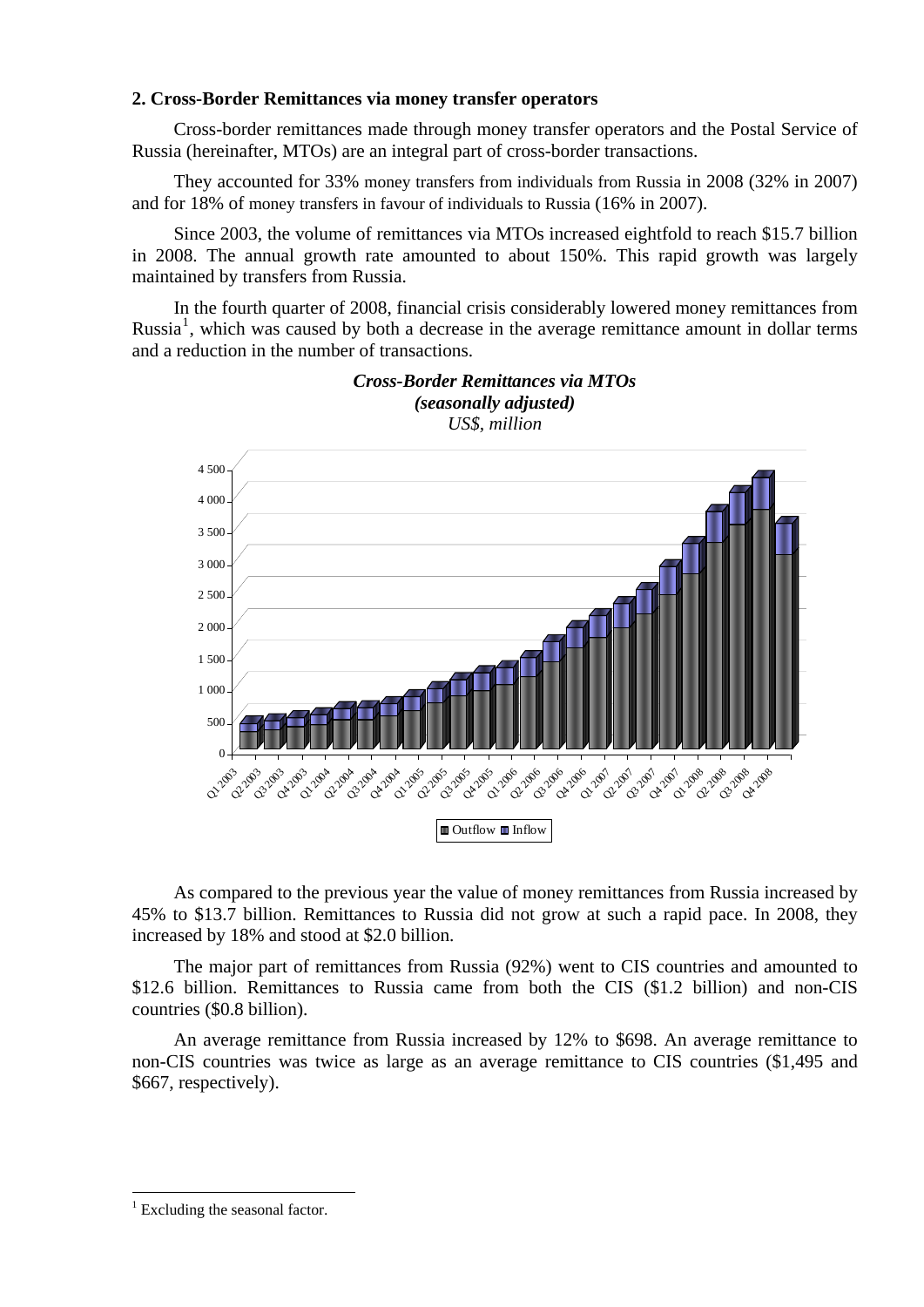## 2. Cross-Border Remittances via money transfer operators

Cross-border remittances made through money transfer operators and the Postal Service of Russia (hereinafter, MTOs) are an integral part of cross-border transactions.

They accounted for 33% money transfers from individuals from Russia in 2008 (32% in 2007) and for 18% of money transfers in favour of individuals to Russia (16% in 2007).

Since 2003, the volume of remittances via MTOs increased eightfold to reach $15.7 billion in 2008. The annual growth rate amounted to about 150%. This rapid growth was largely maintained by transfers from Russia.

In the fourth quarter of 2008, financial crisis considerably lowered money remittances from Russia[1], which was caused by both a decrease in the average remittance amount in dollar terms and a reduction in the number of transactions.

***Cross-Border Remittances via MTOs***
***(seasonally adjusted)***
*US$, million*

As compared to the previous year the value of money remittances from Russia increased by 45% to $13.7 billion. Remittances to Russia did not grow at such a rapid pace. In 2008, they increased by 18% and stood at $2.0 billion.

The major part of remittances from Russia (92%) went to CIS countries and amounted to $12.6 billion. Remittances to Russia came from both the CIS ($1.2 billion) and non-CIS countries ($0.8 billion).

An average remittance from Russia increased by 12% to $698. An average remittance to non-CIS countries was twice as large as an average remittance to CIS countries ($1,495 and $667, respectively).

[1] Excluding the seasonal factor.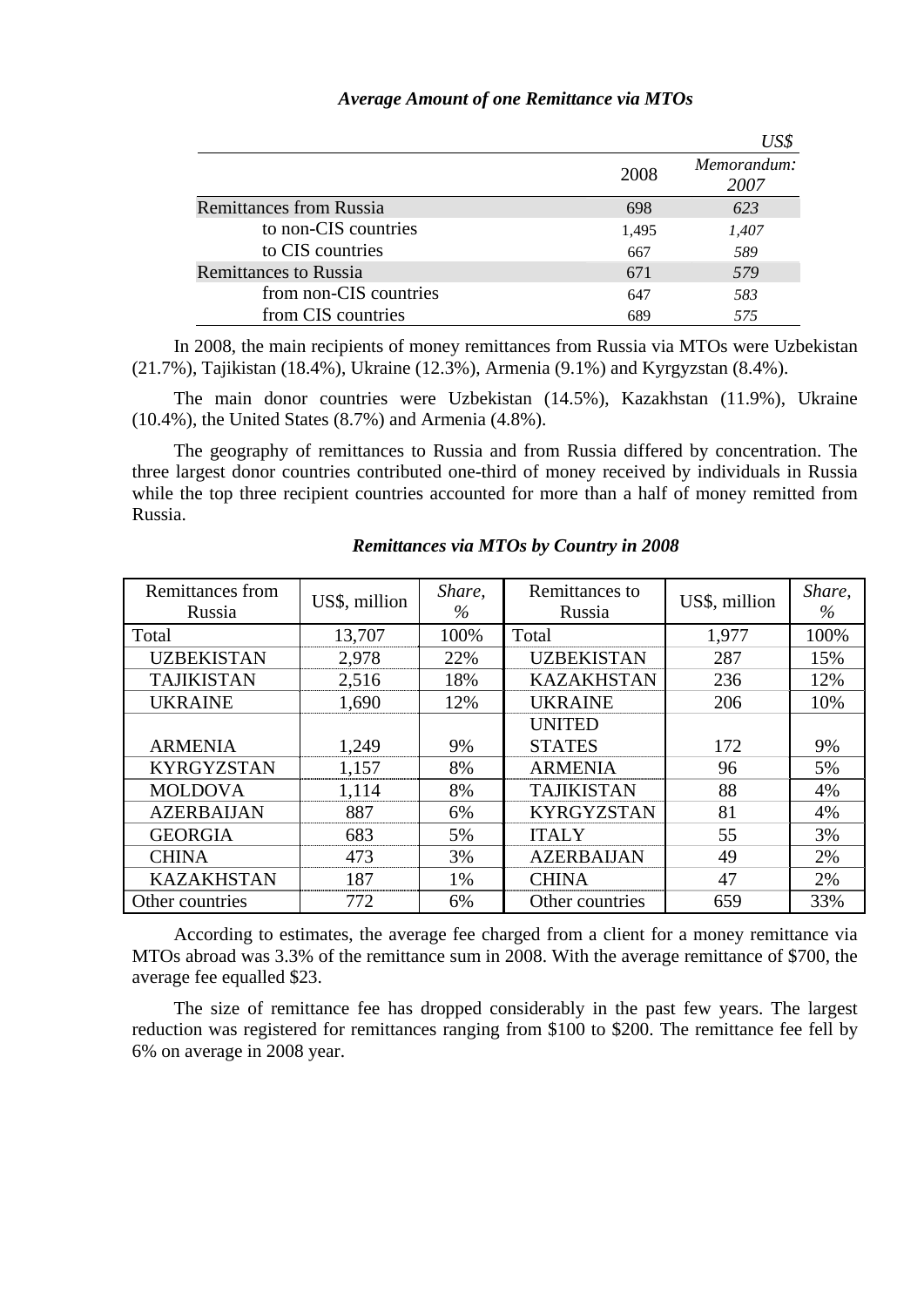***Average Amount of one Remittance via MTOs***

| | 2008 | *Memorandum: 2007* |
|---|---|---|
| | | *US$* |
| Remittances from Russia | 698 | *623* |
| to non-CIS countries | 1,495 | *1,407* |
| to CIS countries | 667 | *589* |
| Remittances to Russia | 671 | *579* |
| from non-CIS countries | 647 | *583* |
| from CIS countries | 689 | *575* |

In 2008, the main recipients of money remittances from Russia via MTOs were Uzbekistan (21.7%), Tajikistan (18.4%), Ukraine (12.3%), Armenia (9.1%) and Kyrgyzstan (8.4%).

The main donor countries were Uzbekistan (14.5%), Kazakhstan (11.9%), Ukraine (10.4%), the United States (8.7%) and Armenia (4.8%).

The geography of remittances to Russia and from Russia differed by concentration. The three largest donor countries contributed one-third of money received by individuals in Russia while the top three recipient countries accounted for more than a half of money remitted from Russia.

***Remittances via MTOs by Country in 2008***

| Remittances from Russia | US$, million | *Share, %* | Remittances to Russia | US$, million | *Share, %* |
|---|---|---|---|---|---|
| Total | 13,707 | 100% | Total | 1,977 | 100% |
| UZBEKISTAN | 2,978 | 22% | UZBEKISTAN | 287 | 15% |
| TAJIKISTAN | 2,516 | 18% | KAZAKHSTAN | 236 | 12% |
| UKRAINE | 1,690 | 12% | UKRAINE | 206 | 10% |
| ARMENIA | 1,249 | 9% | UNITED STATES | 172 | 9% |
| KYRGYZSTAN | 1,157 | 8% | ARMENIA | 96 | 5% |
| MOLDOVA | 1,114 | 8% | TAJIKISTAN | 88 | 4% |
| AZERBAIJAN | 887 | 6% | KYRGYZSTAN | 81 | 4% |
| GEORGIA | 683 | 5% | ITALY | 55 | 3% |
| CHINA | 473 | 3% | AZERBAIJAN | 49 | 2% |
| KAZAKHSTAN | 187 | 1% | CHINA | 47 | 2% |
| Other countries | 772 | 6% | Other countries | 659 | 33% |

According to estimates, the average fee charged from a client for a money remittance via MTOs abroad was 3.3% of the remittance sum in 2008. With the average remittance of $700, the average fee equalled $23.

The size of remittance fee has dropped considerably in the past few years. The largest reduction was registered for remittances ranging from $100 to $200. The remittance fee fell by 6% on average in 2008 year.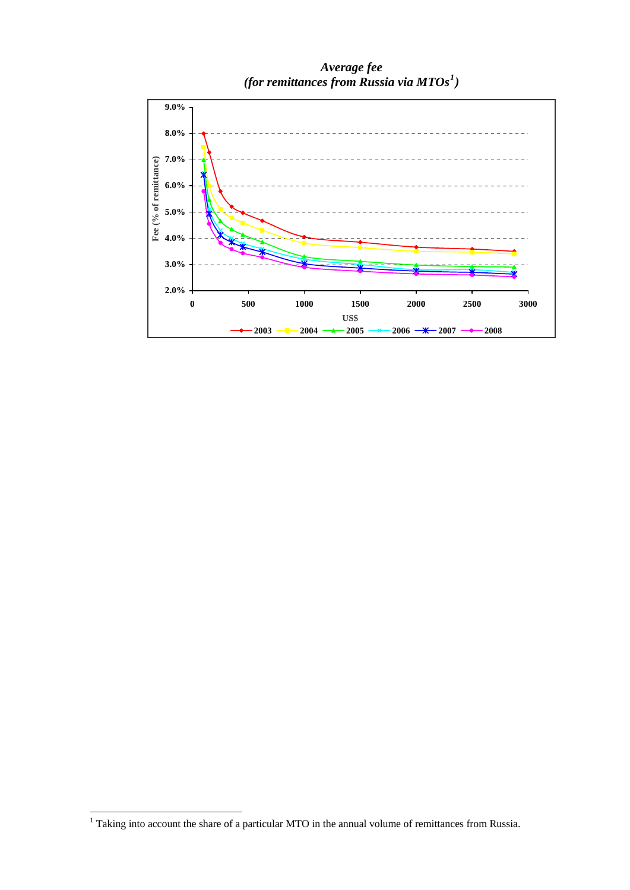*Average fee*
*(for remittances from Russia via MTOs[1])*

9.0%
8.0%
7.0%
6.0%
5.0%
4.0%
3.0%
2.0%

Fee (% of remittance)

0
500
1000
1500
2000
2500
3000

US$

2003
2004
2005
2006
2007
2008

[1] Taking into account the share of a particular MTO in the annual volume of remittances from Russia.